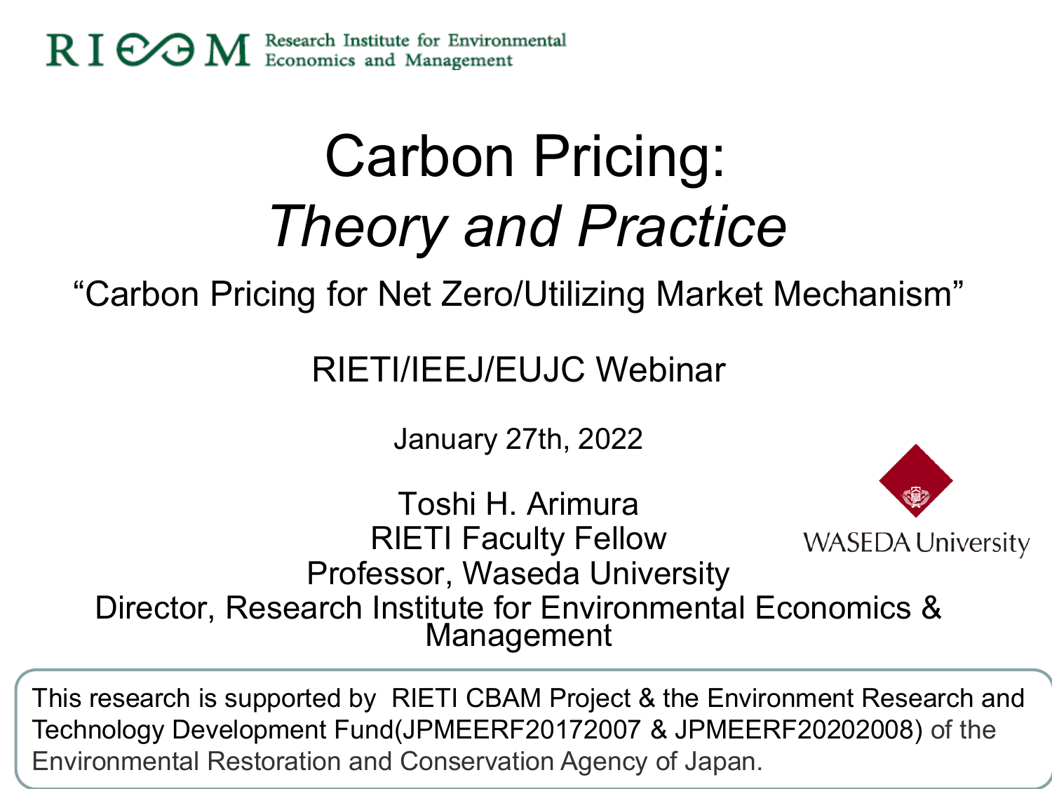RIEEM Research Institute for Environmental Economics and Management

# Carbon Pricing: *Theory and Practice*

"Carbon Pricing for Net Zero/Utilizing Market Mechanism"

RIETI/IEEJ/EUJC Webinar

January 27th, 2022

Toshi H. Arimura
RIETI Faculty Fellow
Professor, Waseda University
Director, Research Institute for Environmental Economics & Management

WASEDA University

This research is supported by RIETI CBAM Project & the Environment Research and Technology Development Fund(JPMEERF20172007 & JPMEERF20202008) of the Environmental Restoration and Conservation Agency of Japan.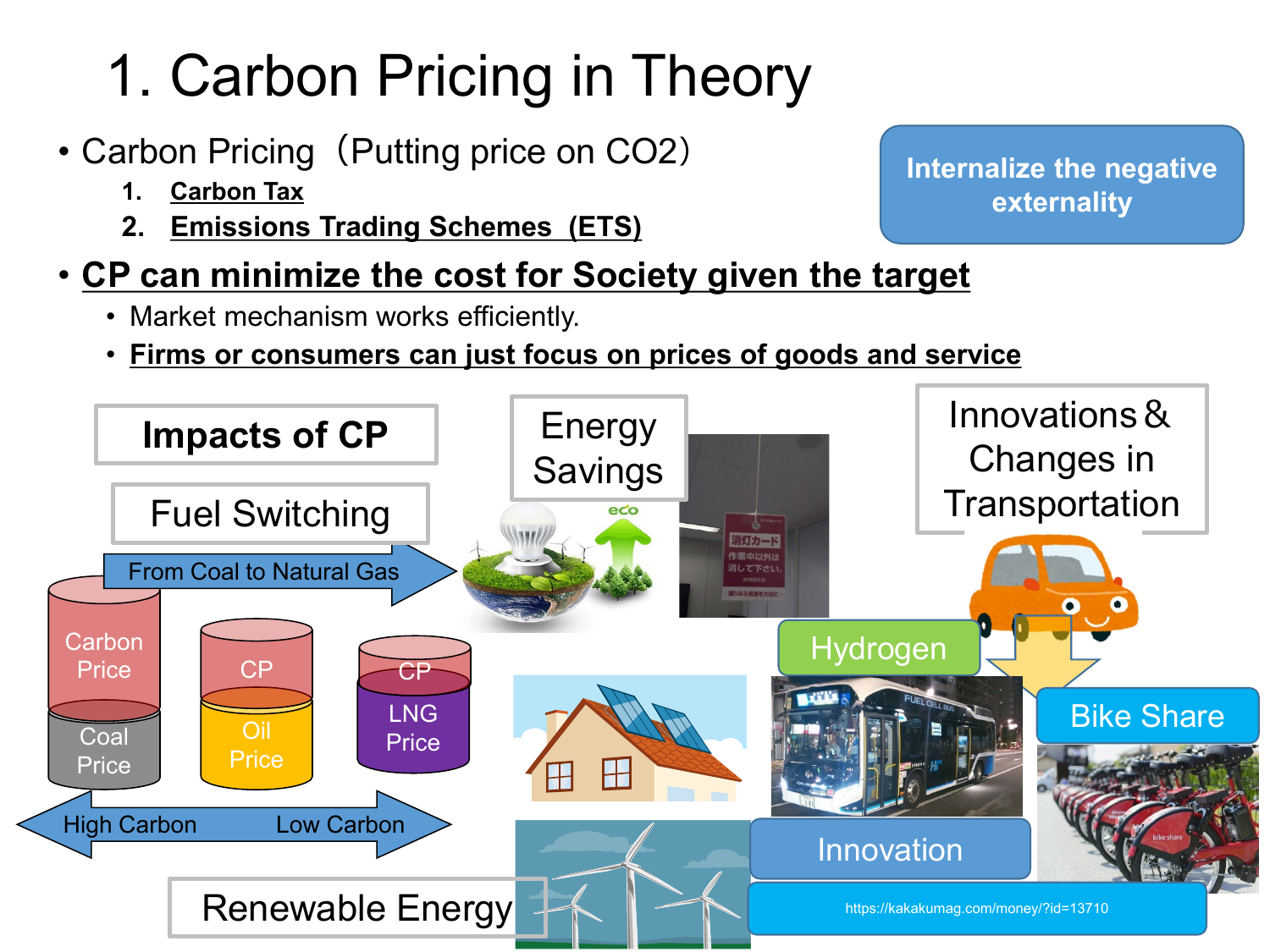# 1. Carbon Pricing in Theory

- Carbon Pricing（Putting price on $CO_2$）
  1. **Carbon Tax**
  2. **Emissions Trading Schemes (ETS)**
- **CP can minimize the cost for Society given the target**
  - Market mechanism works efficiently.
  - **Firms or consumers can just focus on prices of goods and service**

**Internalize the negative externality**

**Impacts of CP**

Fuel Switching

From Coal to Natural Gas

| Carbon Price | CP | CP |
| --- | --- | --- |
| Coal Price | Oil Price | LNG Price |

High Carbon ↔ Low Carbon

Energy Savings

Renewable Energy

Innovations & Changes in Transportation

Hydrogen

Bike Share

Innovation

https://kakakumag.com/money/?id=13710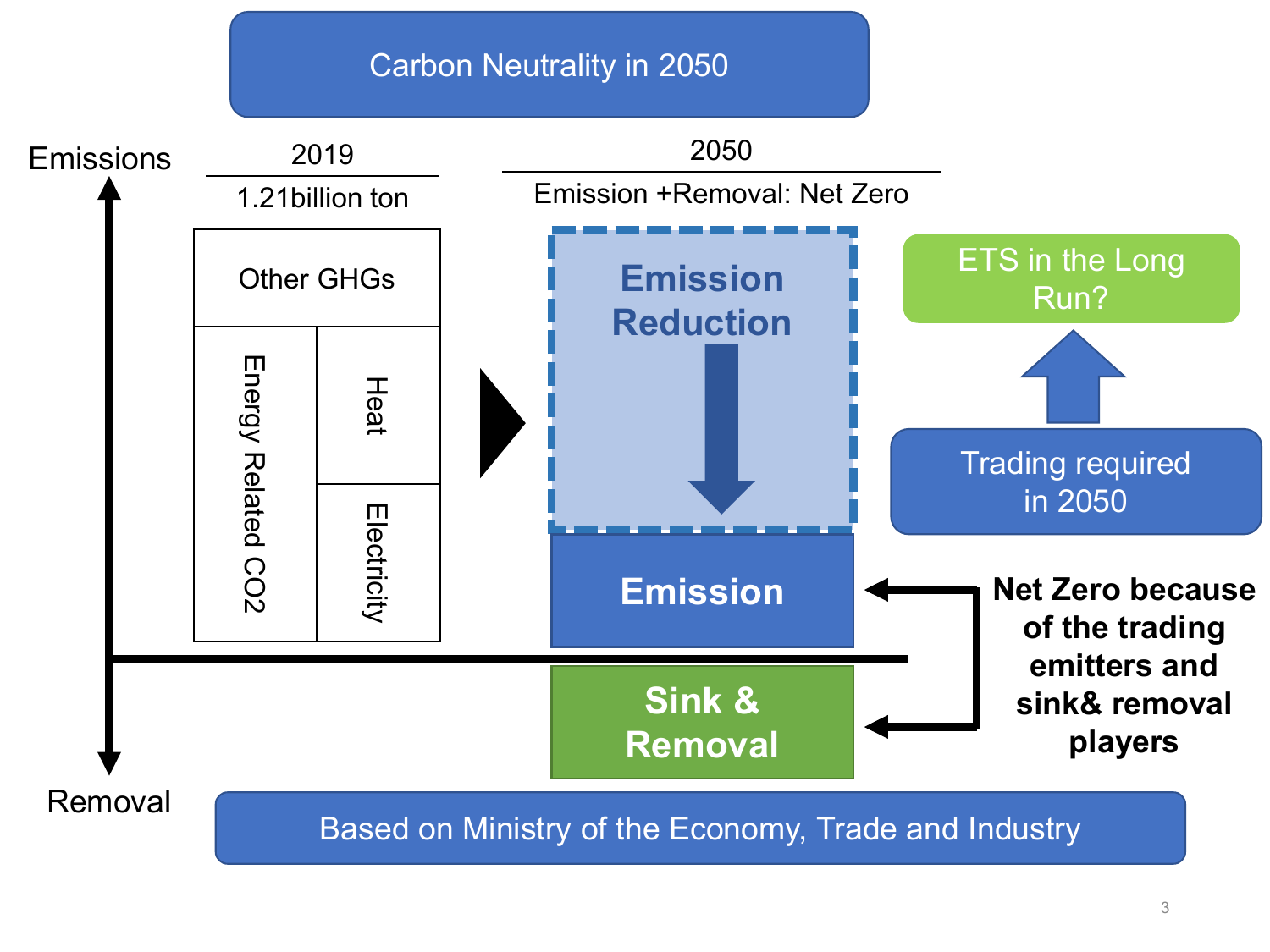# Carbon Neutrality in 2050

Emissions

**2019**

1.21billion ton

- Other GHGs
- Energy Related $CO_2$
  - Heat
  - Electricity

**2050**

Emission +Removal: Net Zero

- **Emission Reduction**
- **Emission**
- **Sink & Removal**

ETS in the Long Run?

Trading required in 2050

**Net Zero because of the trading emitters and sink& removal players**

Removal

Based on Ministry of the Economy, Trade and Industry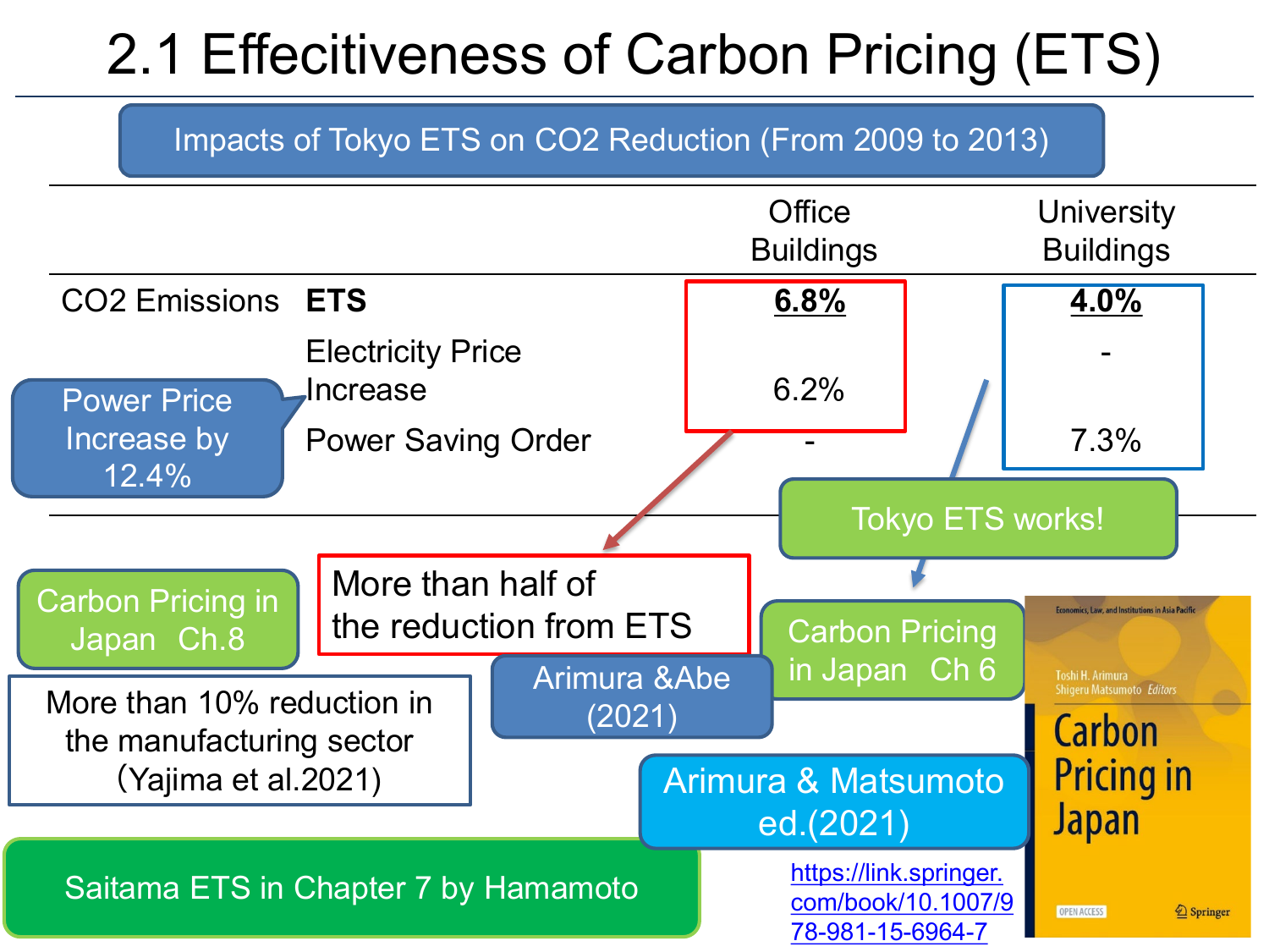# 2.1 Effecitiveness of Carbon Pricing (ETS)

**Impacts of Tokyo ETS on CO2 Reduction (From 2009 to 2013)**

| | | Office Buildings | University Buildings |
|---|---|---|---|
| CO2 Emissions | **ETS** | **<u>6.8%</u>** | **<u>4.0%</u>** |
| | Electricity Price Increase | 6.2% | - |
| | Power Saving Order | - | 7.3% |

Power Price Increase by 12.4%

More than half of the reduction from ETS

Arimura &Abe (2021)

Tokyo ETS works!

Carbon Pricing in Japan Ch 6

Carbon Pricing in Japan Ch.8

More than 10% reduction in the manufacturing sector (Yajima et al.2021)

Arimura & Matsumoto ed.(2021)

Saitama ETS in Chapter 7 by Hamamoto

https://link.springer.com/book/10.1007/978-981-15-6964-7

Economics, Law, and Institutions in Asia Pacific

Toshi H. Arimura
Shigeru Matsumoto *Editors*

Carbon Pricing in Japan

OPEN ACCESS

Springer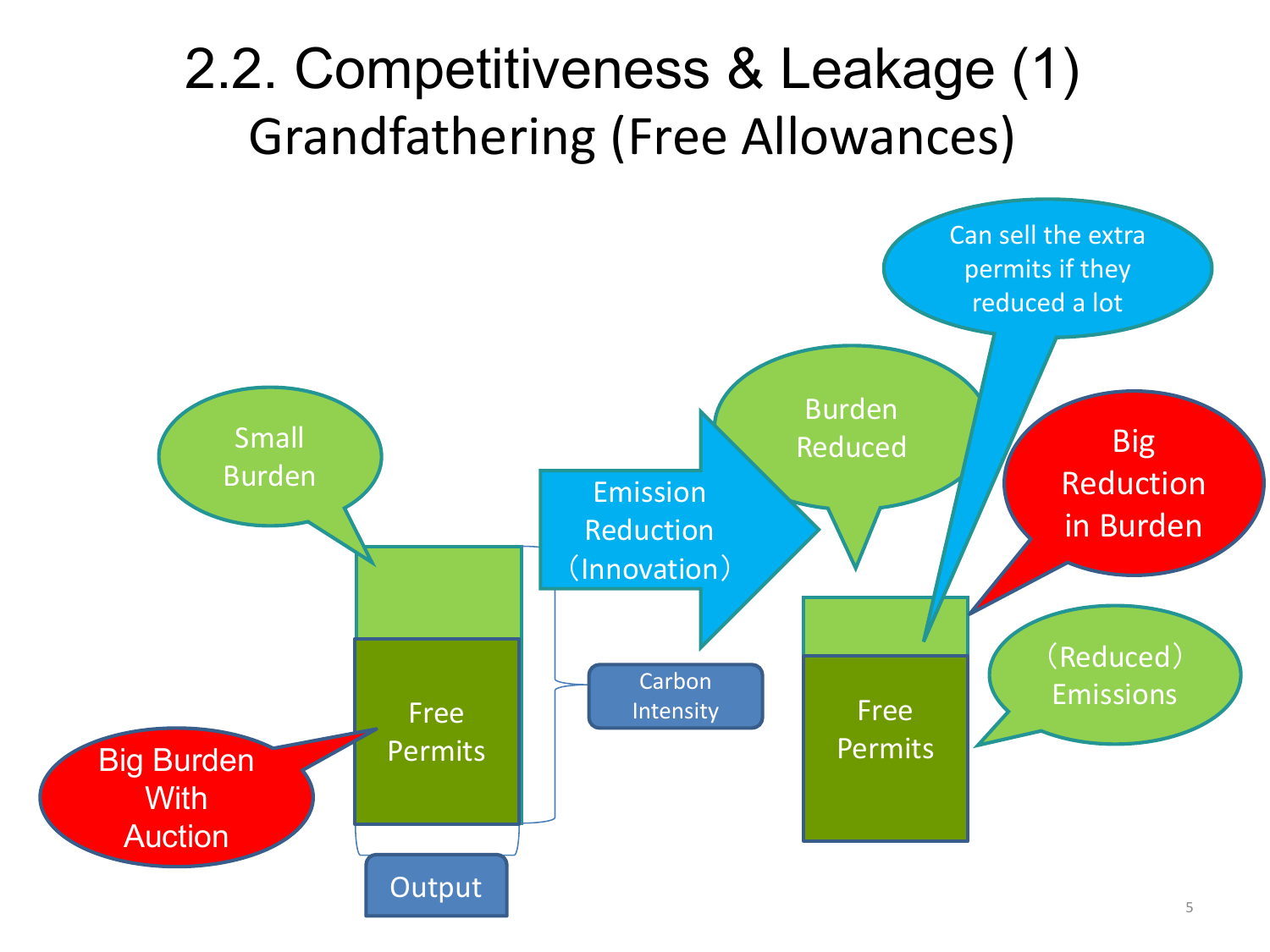# 2.2. Competitiveness & Leakage (1)

## Grandfathering (Free Allowances)

Small Burden

Free Permits

Big Burden With Auction

Output

Emission Reduction（Innovation）

Carbon Intensity

Burden Reduced

Can sell the extra permits if they reduced a lot

Big Reduction in Burden

Free Permits

（Reduced）Emissions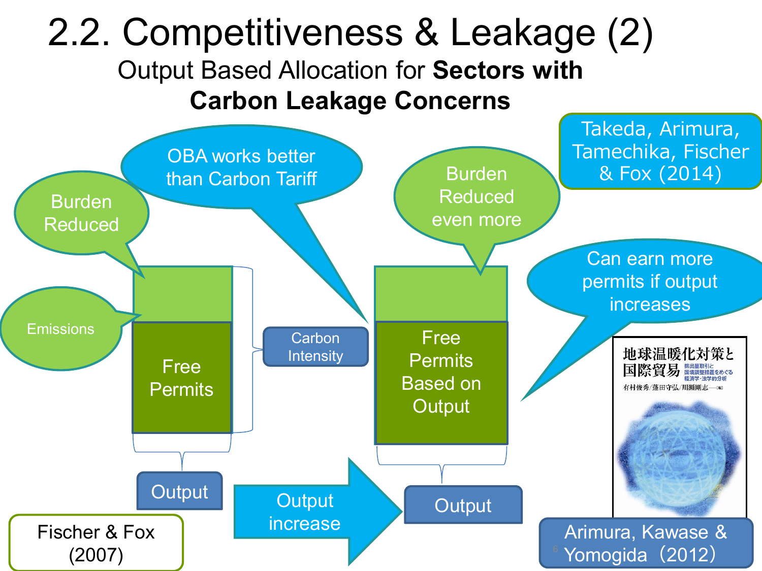# 2.2. Competitiveness & Leakage (2)

Output Based Allocation for **Sectors with Carbon Leakage Concerns**

Takeda, Arimura, Tamechika, Fischer & Fox (2014)

Burden Reduced

OBA works better than Carbon Tariff

Burden Reduced even more

Can earn more permits if output increases

Emissions

Free Permits

Carbon Intensity

Free Permits Based on Output

Output

Output increase

Output

地球温暖化対策と国際貿易 排出量取引と国境調整措置をめぐる経済学・法学的分析

有村俊秀/蓬田守弘/川瀬剛志 ―[編]

Fischer & Fox (2007)

Arimura, Kawase & Yomogida（2012）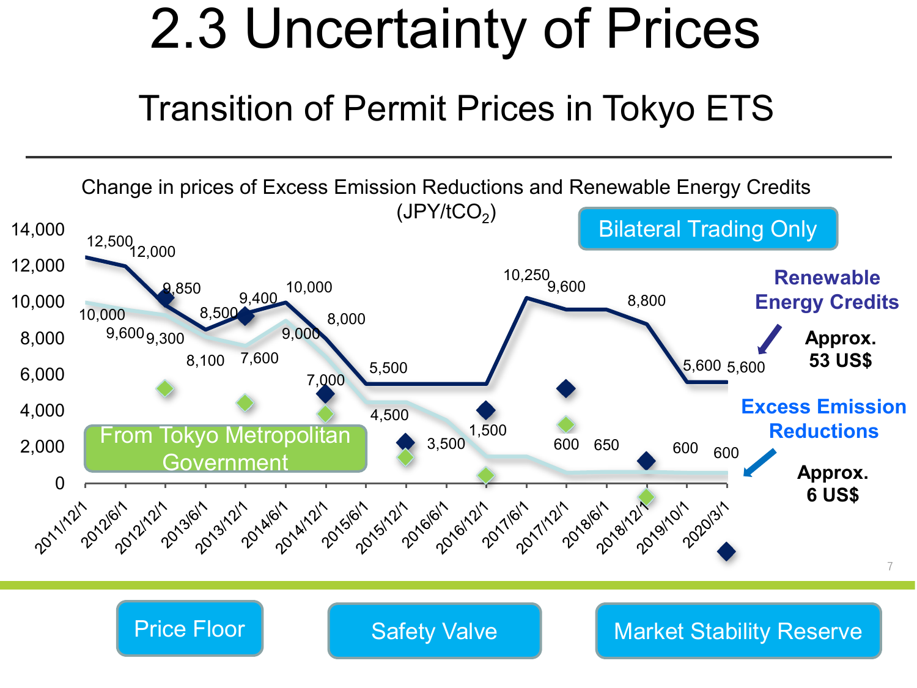# 2.3 Uncertainty of Prices

## Transition of Permit Prices in Tokyo ETS

Change in prices of Excess Emission Reductions and Renewable Energy Credits ($JPY/tCO_2$)

| Date | Renewable Energy Credits | Excess Emission Reductions |
|---|---|---|
| 2011/12/1 | 12,500 | 10,000 |
| 2012/6/1 | 12,000 | 9,600 |
| 2012/12/1 | 9,850 | 9,300 |
| 2013/6/1 | 8,500 | 8,100 |
| 2013/12/1 | 9,400 | 7,600 |
| 2014/6/1 | 10,000 | 9,000 |
| 2014/12/1 | 8,000 | 7,000 |
| 2015/6/1 | 5,500 | 4,500 |
| 2015/12/1 | | |
| 2016/6/1 | | 3,500 |
| 2016/12/1 | | 1,500 |
| 2017/6/1 | 10,250 | |
| 2017/12/1 | 9,600 | 600 |
| 2018/6/1 | | 650 |
| 2018/12/1 | 8,800 | |
| 2019/10/1 | 5,600 | 600 |
| 2020/3/1 | 5,600 | 600 |

Bilateral Trading Only

From Tokyo Metropolitan Government

**Renewable Energy Credits** — **Approx. 53 US$**

**Excess Emission Reductions** — **Approx. 6 US$**

Price Floor

Safety Valve

Market Stability Reserve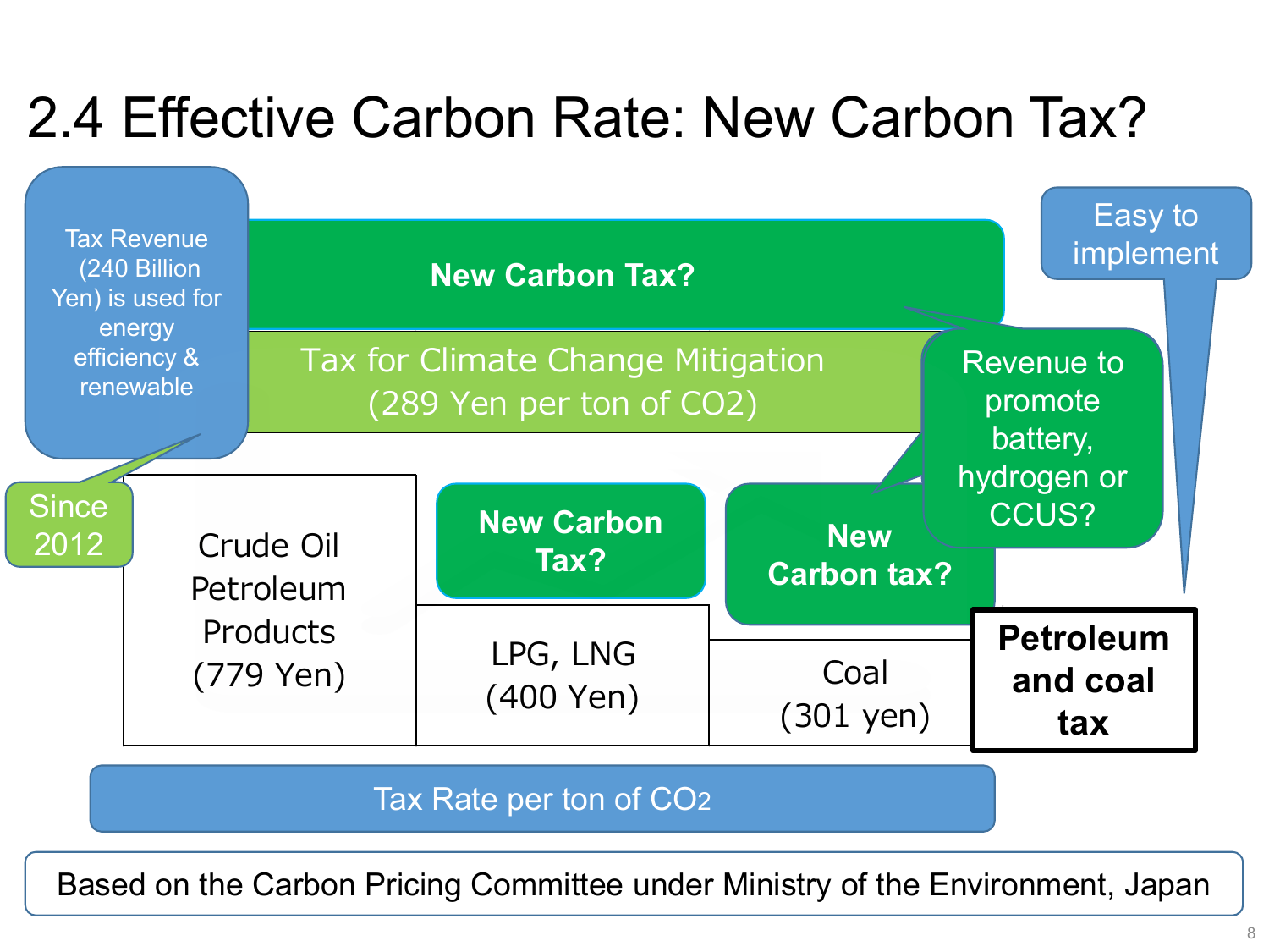# 2.4 Effective Carbon Rate: New Carbon Tax?

Tax Revenue (240 Billion Yen) is used for energy efficiency & renewable

Since 2012

**New Carbon Tax?**

Tax for Climate Change Mitigation (289 Yen per ton of $CO_2$)

Crude Oil Petroleum Products (779 Yen)

**New Carbon Tax?**

LPG, LNG (400 Yen)

**New Carbon tax?**

Coal (301 yen)

Revenue to promote battery, hydrogen or CCUS?

Easy to implement

**Petroleum and coal tax**

Tax Rate per ton of $CO_2$

Based on the Carbon Pricing Committee under Ministry of the Environment, Japan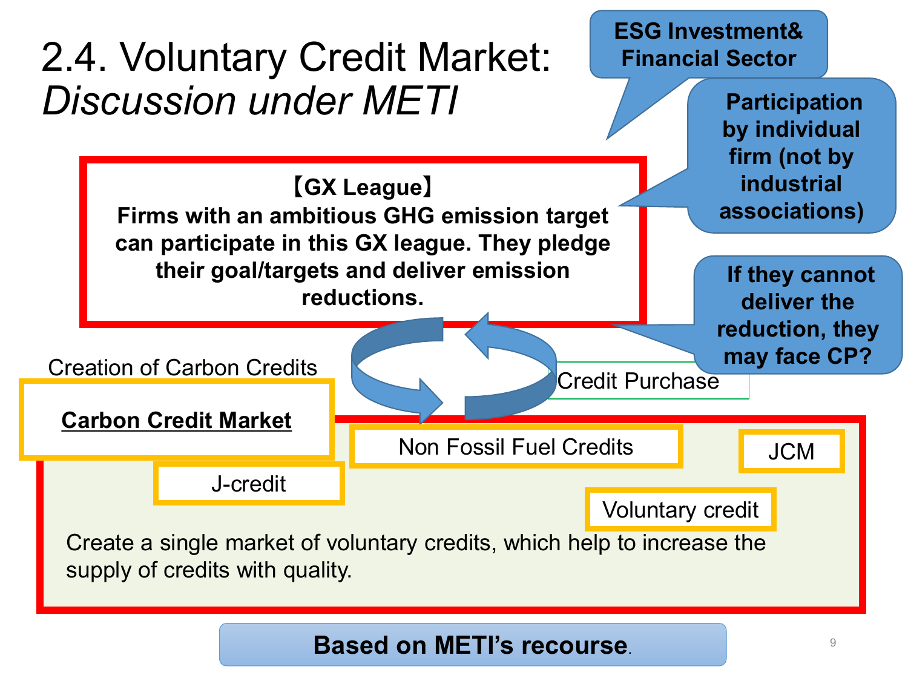# 2.4. Voluntary Credit Market: *Discussion under METI*

**ESG Investment& Financial Sector**

**Participation by individual firm (not by industrial associations)**

**【GX League】**
**Firms with an ambitious GHG emission target can participate in this GX league. They pledge their goal/targets and deliver emission reductions.**

**If they cannot deliver the reduction, they may face CP?**

Creation of Carbon Credits

Credit Purchase

**Carbon Credit Market**

- Non Fossil Fuel Credits
- JCM
- J-credit
- Voluntary credit

Create a single market of voluntary credits, which help to increase the supply of credits with quality.

**Based on METI's recourse.**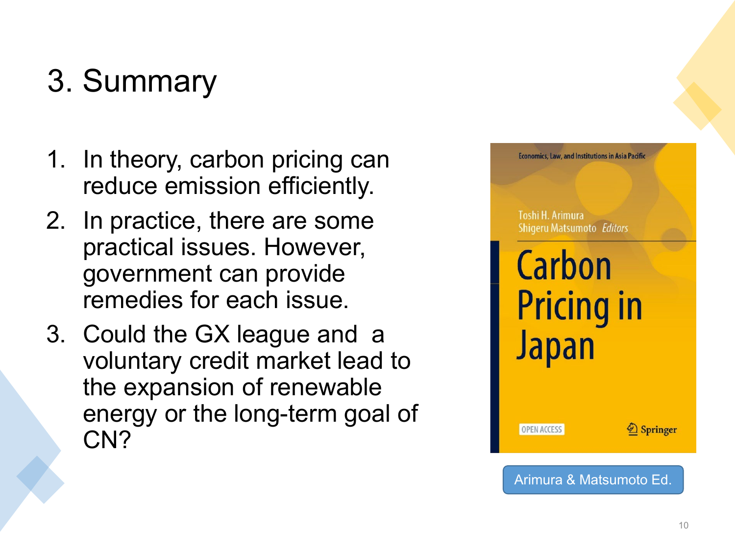# 3. Summary

1. In theory, carbon pricing can reduce emission efficiently.
2. In practice, there are some practical issues. However, government can provide remedies for each issue.
3. Could the GX league and a voluntary credit market lead to the expansion of renewable energy or the long-term goal of CN?

Economics, Law, and Institutions in Asia Pacific

Toshi H. Arimura
Shigeru Matsumoto *Editors*

**Carbon Pricing in Japan**

OPEN ACCESS

Springer

Arimura & Matsumoto Ed.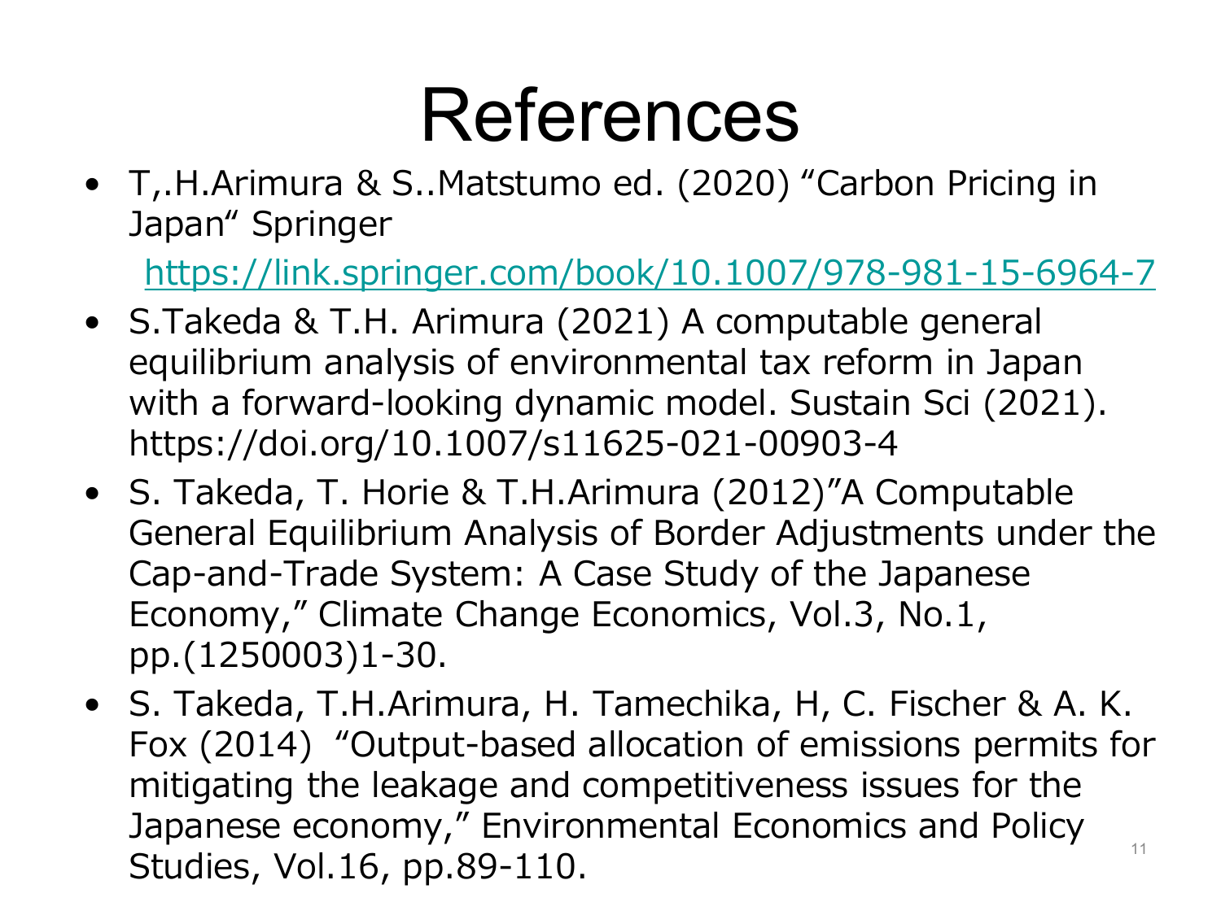# References

- T,.H.Arimura & S..Matstumo ed. (2020) “Carbon Pricing in Japan“ Springer

  https://link.springer.com/book/10.1007/978-981-15-6964-7
- S.Takeda & T.H. Arimura (2021) A computable general equilibrium analysis of environmental tax reform in Japan with a forward-looking dynamic model. Sustain Sci (2021). https://doi.org/10.1007/s11625-021-00903-4
- S. Takeda, T. Horie & T.H.Arimura (2012)”A Computable General Equilibrium Analysis of Border Adjustments under the Cap-and-Trade System: A Case Study of the Japanese Economy,” Climate Change Economics, Vol.3, No.1, pp.(1250003)1-30.
- S. Takeda, T.H.Arimura, H. Tamechika, H, C. Fischer & A. K. Fox (2014) “Output-based allocation of emissions permits for mitigating the leakage and competitiveness issues for the Japanese economy,” Environmental Economics and Policy Studies, Vol.16, pp.89-110.